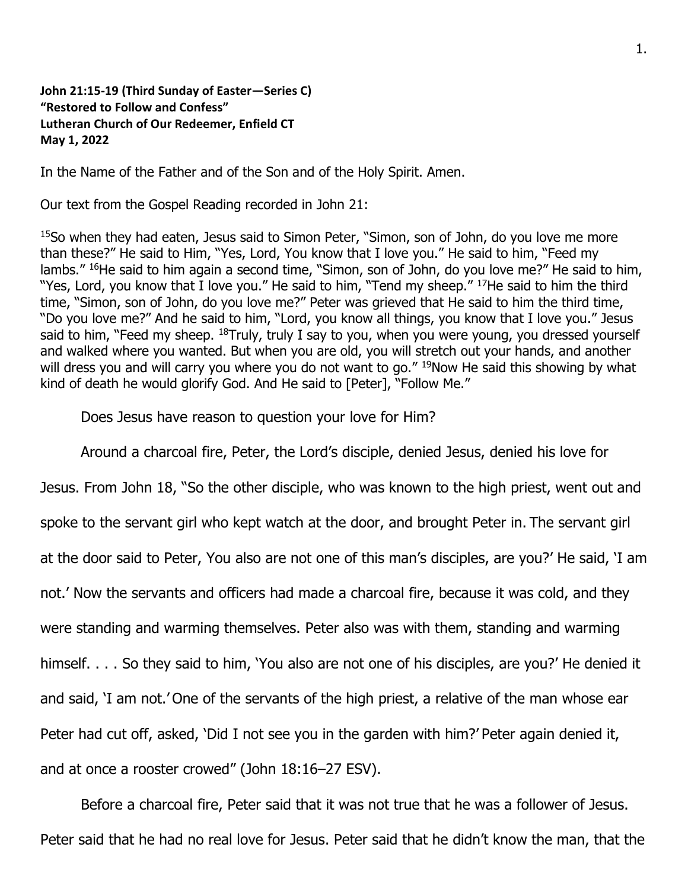**John 21:15-19 (Third Sunday of Easter—Series C)**
**"Restored to Follow and Confess"**
**Lutheran Church of Our Redeemer, Enfield CT**
**May 1, 2022**

In the Name of the Father and of the Son and of the Holy Spirit. Amen.

Our text from the Gospel Reading recorded in John 21:

[15]So when they had eaten, Jesus said to Simon Peter, "Simon, son of John, do you love me more than these?" He said to Him, "Yes, Lord, You know that I love you." He said to him, "Feed my lambs." [16]He said to him again a second time, "Simon, son of John, do you love me?" He said to him, "Yes, Lord, you know that I love you." He said to him, "Tend my sheep." [17]He said to him the third time, "Simon, son of John, do you love me?" Peter was grieved that He said to him the third time, "Do you love me?" And he said to him, "Lord, you know all things, you know that I love you." Jesus said to him, "Feed my sheep. [18]Truly, truly I say to you, when you were young, you dressed yourself and walked where you wanted. But when you are old, you will stretch out your hands, and another will dress you and will carry you where you do not want to go." [19]Now He said this showing by what kind of death he would glorify God. And He said to [Peter], "Follow Me."

Does Jesus have reason to question your love for Him?

Around a charcoal fire, Peter, the Lord's disciple, denied Jesus, denied his love for Jesus. From John 18, "So the other disciple, who was known to the high priest, went out and spoke to the servant girl who kept watch at the door, and brought Peter in. The servant girl at the door said to Peter, You also are not one of this man's disciples, are you?' He said, 'I am not.' Now the servants and officers had made a charcoal fire, because it was cold, and they were standing and warming themselves. Peter also was with them, standing and warming himself. . . . So they said to him, 'You also are not one of his disciples, are you?' He denied it and said, 'I am not.' One of the servants of the high priest, a relative of the man whose ear Peter had cut off, asked, 'Did I not see you in the garden with him?' Peter again denied it, and at once a rooster crowed" (John 18:16–27 ESV).

Before a charcoal fire, Peter said that it was not true that he was a follower of Jesus. Peter said that he had no real love for Jesus. Peter said that he didn't know the man, that the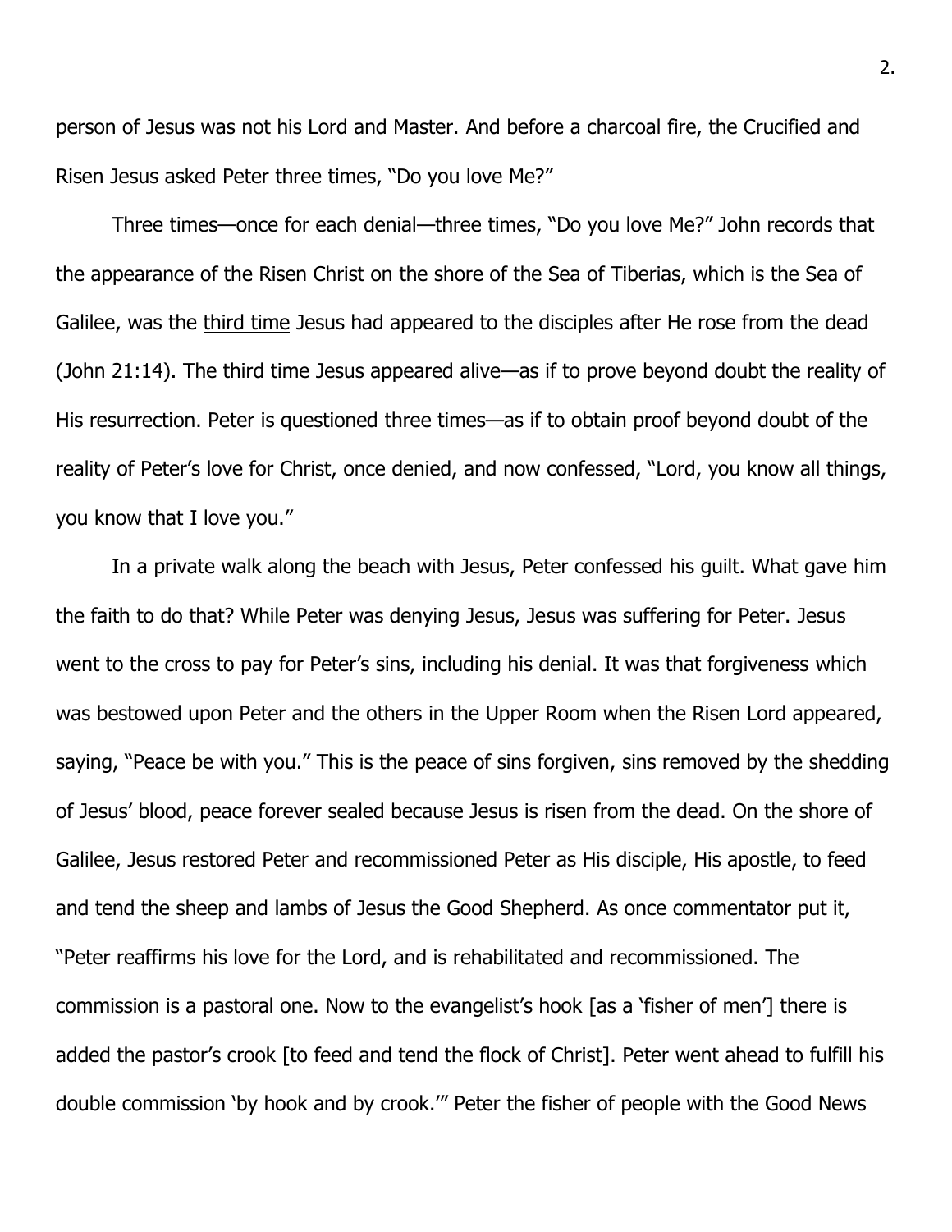person of Jesus was not his Lord and Master. And before a charcoal fire, the Crucified and Risen Jesus asked Peter three times, "Do you love Me?"

Three times—once for each denial—three times, "Do you love Me?" John records that the appearance of the Risen Christ on the shore of the Sea of Tiberias, which is the Sea of Galilee, was the <u>third time</u> Jesus had appeared to the disciples after He rose from the dead (John 21:14). The third time Jesus appeared alive—as if to prove beyond doubt the reality of His resurrection. Peter is questioned <u>three times</u>—as if to obtain proof beyond doubt of the reality of Peter's love for Christ, once denied, and now confessed, "Lord, you know all things, you know that I love you."

In a private walk along the beach with Jesus, Peter confessed his guilt. What gave him the faith to do that? While Peter was denying Jesus, Jesus was suffering for Peter. Jesus went to the cross to pay for Peter's sins, including his denial. It was that forgiveness which was bestowed upon Peter and the others in the Upper Room when the Risen Lord appeared, saying, "Peace be with you." This is the peace of sins forgiven, sins removed by the shedding of Jesus' blood, peace forever sealed because Jesus is risen from the dead. On the shore of Galilee, Jesus restored Peter and recommissioned Peter as His disciple, His apostle, to feed and tend the sheep and lambs of Jesus the Good Shepherd. As once commentator put it, "Peter reaffirms his love for the Lord, and is rehabilitated and recommissioned. The commission is a pastoral one. Now to the evangelist's hook [as a 'fisher of men'] there is added the pastor's crook [to feed and tend the flock of Christ]. Peter went ahead to fulfill his double commission 'by hook and by crook.'" Peter the fisher of people with the Good News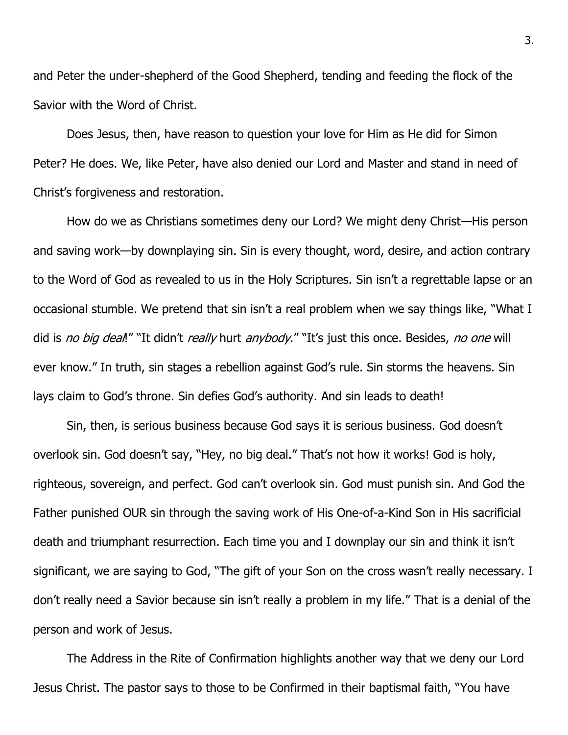and Peter the under-shepherd of the Good Shepherd, tending and feeding the flock of the Savior with the Word of Christ.

Does Jesus, then, have reason to question your love for Him as He did for Simon Peter? He does. We, like Peter, have also denied our Lord and Master and stand in need of Christ's forgiveness and restoration.

How do we as Christians sometimes deny our Lord? We might deny Christ—His person and saving work—by downplaying sin. Sin is every thought, word, desire, and action contrary to the Word of God as revealed to us in the Holy Scriptures. Sin isn't a regrettable lapse or an occasional stumble. We pretend that sin isn't a real problem when we say things like, "What I did is *no big deal*!" "It didn't *really* hurt *anybody*." "It's just this once. Besides, *no one* will ever know." In truth, sin stages a rebellion against God's rule. Sin storms the heavens. Sin lays claim to God's throne. Sin defies God's authority. And sin leads to death!

Sin, then, is serious business because God says it is serious business. God doesn't overlook sin. God doesn't say, "Hey, no big deal." That's not how it works! God is holy, righteous, sovereign, and perfect. God can't overlook sin. God must punish sin. And God the Father punished OUR sin through the saving work of His One-of-a-Kind Son in His sacrificial death and triumphant resurrection. Each time you and I downplay our sin and think it isn't significant, we are saying to God, "The gift of your Son on the cross wasn't really necessary. I don't really need a Savior because sin isn't really a problem in my life." That is a denial of the person and work of Jesus.

The Address in the Rite of Confirmation highlights another way that we deny our Lord Jesus Christ. The pastor says to those to be Confirmed in their baptismal faith, "You have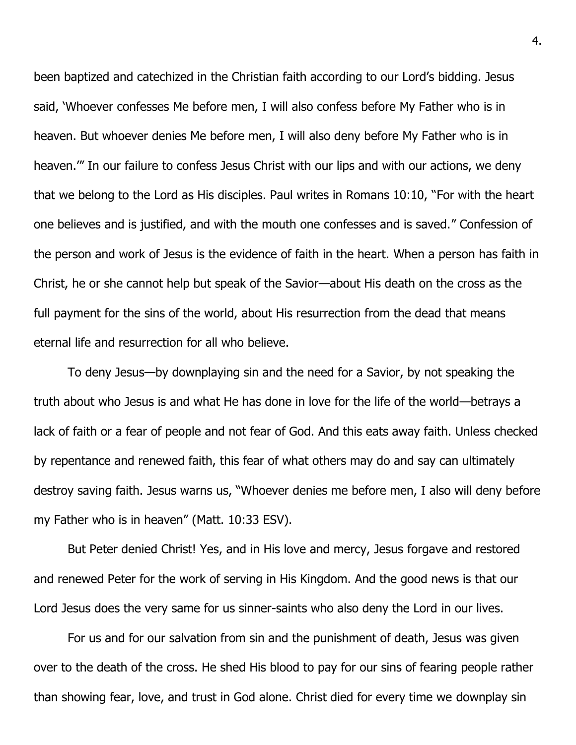been baptized and catechized in the Christian faith according to our Lord's bidding. Jesus said, 'Whoever confesses Me before men, I will also confess before My Father who is in heaven. But whoever denies Me before men, I will also deny before My Father who is in heaven.'" In our failure to confess Jesus Christ with our lips and with our actions, we deny that we belong to the Lord as His disciples. Paul writes in Romans 10:10, "For with the heart one believes and is justified, and with the mouth one confesses and is saved." Confession of the person and work of Jesus is the evidence of faith in the heart. When a person has faith in Christ, he or she cannot help but speak of the Savior—about His death on the cross as the full payment for the sins of the world, about His resurrection from the dead that means eternal life and resurrection for all who believe.

To deny Jesus—by downplaying sin and the need for a Savior, by not speaking the truth about who Jesus is and what He has done in love for the life of the world—betrays a lack of faith or a fear of people and not fear of God. And this eats away faith. Unless checked by repentance and renewed faith, this fear of what others may do and say can ultimately destroy saving faith. Jesus warns us, "Whoever denies me before men, I also will deny before my Father who is in heaven" (Matt. 10:33 ESV).

But Peter denied Christ! Yes, and in His love and mercy, Jesus forgave and restored and renewed Peter for the work of serving in His Kingdom. And the good news is that our Lord Jesus does the very same for us sinner-saints who also deny the Lord in our lives.

For us and for our salvation from sin and the punishment of death, Jesus was given over to the death of the cross. He shed His blood to pay for our sins of fearing people rather than showing fear, love, and trust in God alone. Christ died for every time we downplay sin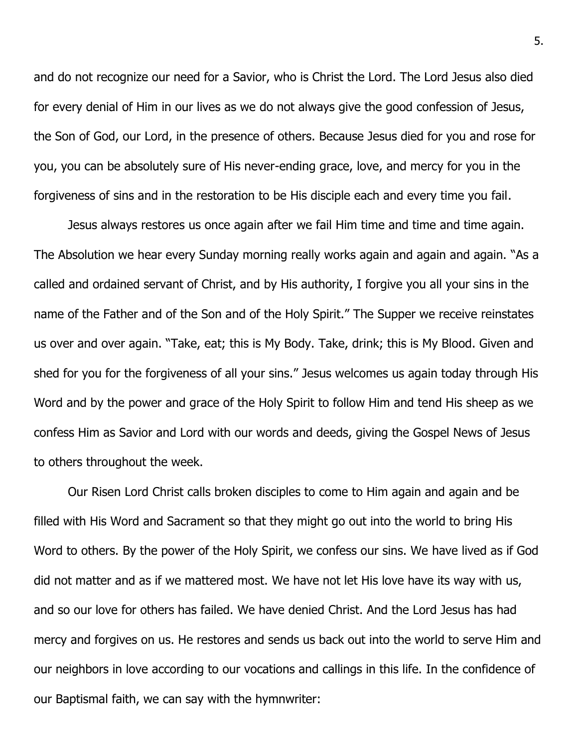and do not recognize our need for a Savior, who is Christ the Lord. The Lord Jesus also died for every denial of Him in our lives as we do not always give the good confession of Jesus, the Son of God, our Lord, in the presence of others. Because Jesus died for you and rose for you, you can be absolutely sure of His never-ending grace, love, and mercy for you in the forgiveness of sins and in the restoration to be His disciple each and every time you fail.

Jesus always restores us once again after we fail Him time and time and time again. The Absolution we hear every Sunday morning really works again and again and again. "As a called and ordained servant of Christ, and by His authority, I forgive you all your sins in the name of the Father and of the Son and of the Holy Spirit." The Supper we receive reinstates us over and over again. "Take, eat; this is My Body. Take, drink; this is My Blood. Given and shed for you for the forgiveness of all your sins." Jesus welcomes us again today through His Word and by the power and grace of the Holy Spirit to follow Him and tend His sheep as we confess Him as Savior and Lord with our words and deeds, giving the Gospel News of Jesus to others throughout the week.

Our Risen Lord Christ calls broken disciples to come to Him again and again and be filled with His Word and Sacrament so that they might go out into the world to bring His Word to others. By the power of the Holy Spirit, we confess our sins. We have lived as if God did not matter and as if we mattered most. We have not let His love have its way with us, and so our love for others has failed. We have denied Christ. And the Lord Jesus has had mercy and forgives on us. He restores and sends us back out into the world to serve Him and our neighbors in love according to our vocations and callings in this life. In the confidence of our Baptismal faith, we can say with the hymnwriter: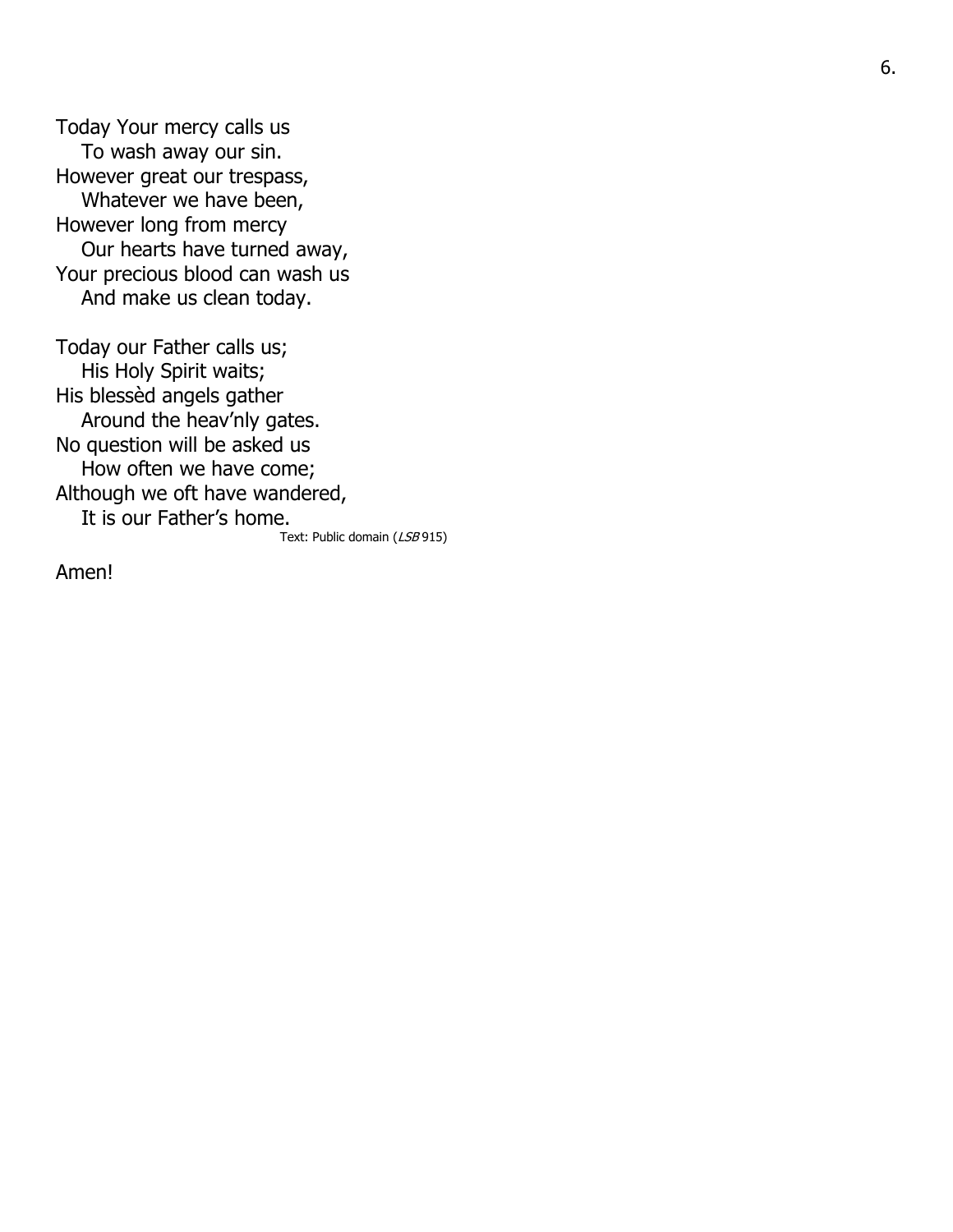Today Your mercy calls us
   To wash away our sin.
However great our trespass,
   Whatever we have been,
However long from mercy
   Our hearts have turned away,
Your precious blood can wash us
   And make us clean today.

Today our Father calls us;
   His Holy Spirit waits;
His blessèd angels gather
   Around the heav'nly gates.
No question will be asked us
   How often we have come;
Although we oft have wandered,
   It is our Father's home.

Text: Public domain (*LSB* 915)

Amen!